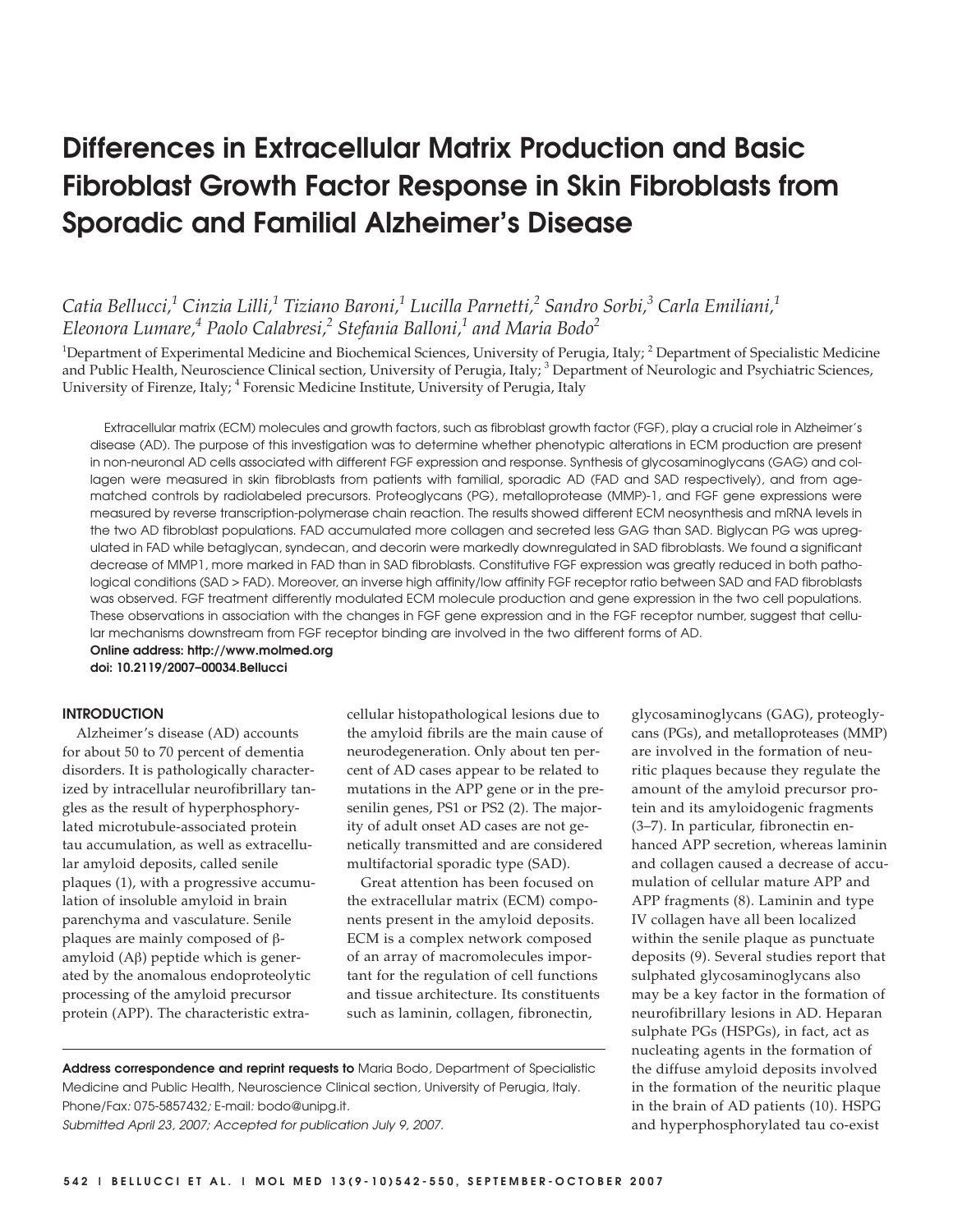# Differences in Extracellular Matrix Production and Basic Fibroblast Growth Factor Response in Skin Fibroblasts from Sporadic and Familial Alzheimer's Disease

*Catia Bellucci,[1] Cinzia Lilli,[1] Tiziano Baroni,[1] Lucilla Parnetti,[2] Sandro Sorbi,[3] Carla Emiliani,[1] Eleonora Lumare,[4] Paolo Calabresi,[2] Stefania Balloni,[1] and Maria Bodo[2]*

[1]Department of Experimental Medicine and Biochemical Sciences, University of Perugia, Italy; [2] Department of Specialistic Medicine and Public Health, Neuroscience Clinical section, University of Perugia, Italy; [3] Department of Neurologic and Psychiatric Sciences, University of Firenze, Italy; [4] Forensic Medicine Institute, University of Perugia, Italy

Extracellular matrix (ECM) molecules and growth factors, such as fibroblast growth factor (FGF), play a crucial role in Alzheimer's disease (AD). The purpose of this investigation was to determine whether phenotypic alterations in ECM production are present in non-neuronal AD cells associated with different FGF expression and response. Synthesis of glycosaminoglycans (GAG) and collagen were measured in skin fibroblasts from patients with familial, sporadic AD (FAD and SAD respectively), and from age-matched controls by radiolabeled precursors. Proteoglycans (PG), metalloprotease (MMP)-1, and FGF gene expressions were measured by reverse transcription-polymerase chain reaction. The results showed different ECM neosynthesis and mRNA levels in the two AD fibroblast populations. FAD accumulated more collagen and secreted less GAG than SAD. Biglycan PG was upregulated in FAD while betaglycan, syndecan, and decorin were markedly downregulated in SAD fibroblasts. We found a significant decrease of MMP1, more marked in FAD than in SAD fibroblasts. Constitutive FGF expression was greatly reduced in both pathological conditions (SAD > FAD). Moreover, an inverse high affinity/low affinity FGF receptor ratio between SAD and FAD fibroblasts was observed. FGF treatment differently modulated ECM molecule production and gene expression in the two cell populations. These observations in association with the changes in FGF gene expression and in the FGF receptor number, suggest that cellular mechanisms downstream from FGF receptor binding are involved in the two different forms of AD.

**Online address: http://www.molmed.org**
**doi: 10.2119/2007–00034.Bellucci**

## INTRODUCTION

Alzheimer's disease (AD) accounts for about 50 to 70 percent of dementia disorders. It is pathologically characterized by intracellular neurofibrillary tangles as the result of hyperphosphorylated microtubule-associated protein tau accumulation, as well as extracellular amyloid deposits, called senile plaques (1), with a progressive accumulation of insoluble amyloid in brain parenchyma and vasculature. Senile plaques are mainly composed of β-amyloid (Aβ) peptide which is generated by the anomalous endoproteolytic processing of the amyloid precursor protein (APP). The characteristic extracellular histopathological lesions due to the amyloid fibrils are the main cause of neurodegeneration. Only about ten percent of AD cases appear to be related to mutations in the APP gene or in the presenilin genes, PS1 or PS2 (2). The majority of adult onset AD cases are not genetically transmitted and are considered multifactorial sporadic type (SAD).

Great attention has been focused on the extracellular matrix (ECM) components present in the amyloid deposits. ECM is a complex network composed of an array of macromolecules important for the regulation of cell functions and tissue architecture. Its constituents such as laminin, collagen, fibronectin, glycosaminoglycans (GAG), proteoglycans (PGs), and metalloproteases (MMP) are involved in the formation of neuritic plaques because they regulate the amount of the amyloid precursor protein and its amyloidogenic fragments (3–7). In particular, fibronectin enhanced APP secretion, whereas laminin and collagen caused a decrease of accumulation of cellular mature APP and APP fragments (8). Laminin and type IV collagen have all been localized within the senile plaque as punctuate deposits (9). Several studies report that sulphated glycosaminoglycans also may be a key factor in the formation of neurofibrillary lesions in AD. Heparan sulphate PGs (HSPGs), in fact, act as nucleating agents in the formation of the diffuse amyloid deposits involved in the formation of the neuritic plaque in the brain of AD patients (10). HSPG and hyperphosphorylated tau co-exist

**Address correspondence and reprint requests to** Maria Bodo, Department of Specialistic Medicine and Public Health, Neuroscience Clinical section, University of Perugia, Italy. Phone/Fax: 075-5857432; E-mail: bodo@unipg.it.
*Submitted April 23, 2007; Accepted for publication July 9, 2007.*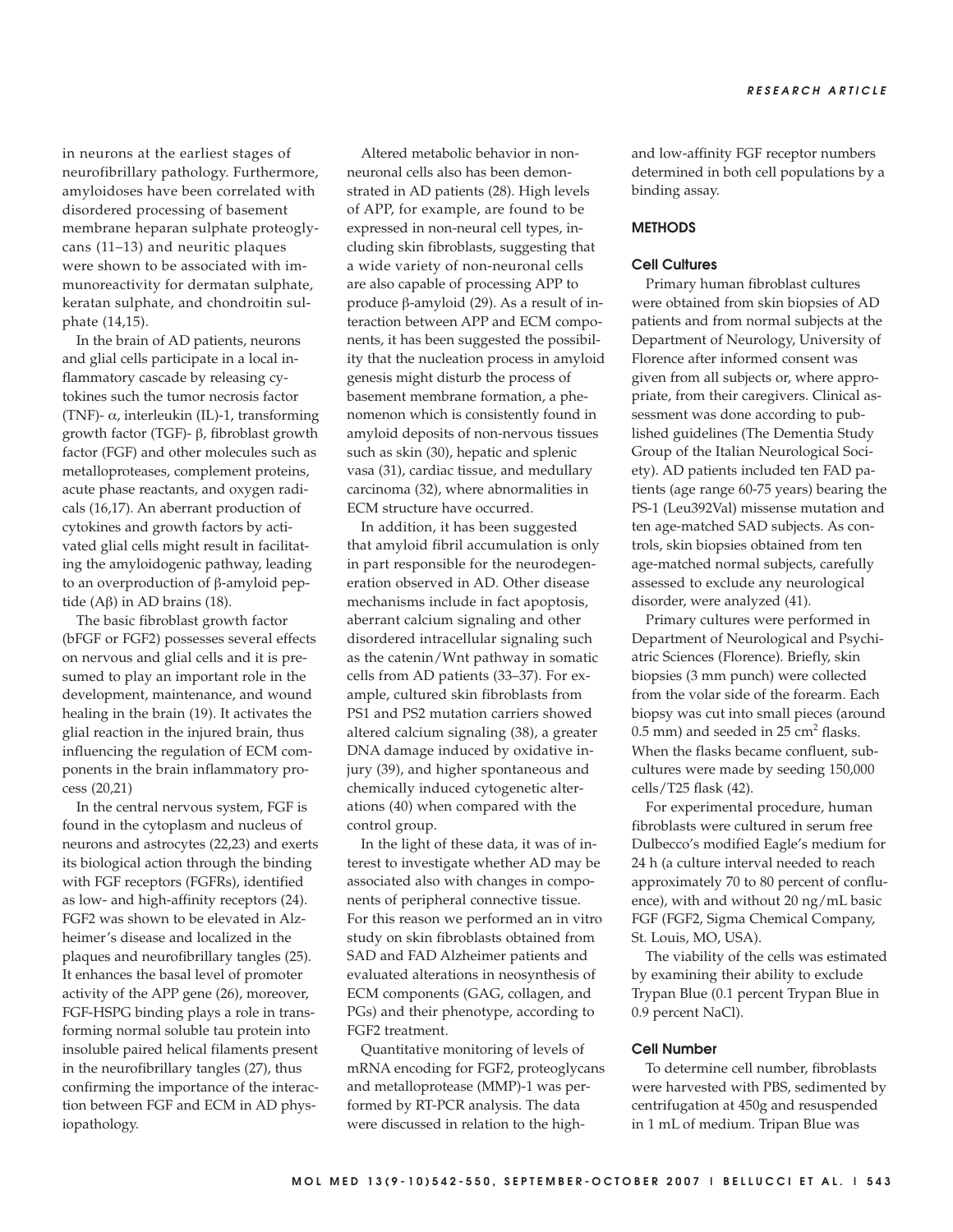in neurons at the earliest stages of neurofibrillary pathology. Furthermore, amyloidoses have been correlated with disordered processing of basement membrane heparan sulphate proteoglycans (11–13) and neuritic plaques were shown to be associated with immunoreactivity for dermatan sulphate, keratan sulphate, and chondroitin sulphate (14,15).

In the brain of AD patients, neurons and glial cells participate in a local inflammatory cascade by releasing cytokines such the tumor necrosis factor (TNF)- α, interleukin (IL)-1, transforming growth factor (TGF)- β, fibroblast growth factor (FGF) and other molecules such as metalloproteases, complement proteins, acute phase reactants, and oxygen radicals (16,17). An aberrant production of cytokines and growth factors by activated glial cells might result in facilitating the amyloidogenic pathway, leading to an overproduction of β-amyloid peptide (Aβ) in AD brains (18).

The basic fibroblast growth factor (bFGF or FGF2) possesses several effects on nervous and glial cells and it is presumed to play an important role in the development, maintenance, and wound healing in the brain (19). It activates the glial reaction in the injured brain, thus influencing the regulation of ECM components in the brain inflammatory process (20,21)

In the central nervous system, FGF is found in the cytoplasm and nucleus of neurons and astrocytes (22,23) and exerts its biological action through the binding with FGF receptors (FGFRs), identified as low- and high-affinity receptors (24). FGF2 was shown to be elevated in Alzheimer's disease and localized in the plaques and neurofibrillary tangles (25). It enhances the basal level of promoter activity of the APP gene (26), moreover, FGF-HSPG binding plays a role in transforming normal soluble tau protein into insoluble paired helical filaments present in the neurofibrillary tangles (27), thus confirming the importance of the interaction between FGF and ECM in AD physiopathology.

Altered metabolic behavior in non-neuronal cells also has been demonstrated in AD patients (28). High levels of APP, for example, are found to be expressed in non-neural cell types, including skin fibroblasts, suggesting that a wide variety of non-neuronal cells are also capable of processing APP to produce β-amyloid (29). As a result of interaction between APP and ECM components, it has been suggested the possibility that the nucleation process in amyloid genesis might disturb the process of basement membrane formation, a phenomenon which is consistently found in amyloid deposits of non-nervous tissues such as skin (30), hepatic and splenic vasa (31), cardiac tissue, and medullary carcinoma (32), where abnormalities in ECM structure have occurred.

In addition, it has been suggested that amyloid fibril accumulation is only in part responsible for the neurodegeneration observed in AD. Other disease mechanisms include in fact apoptosis, aberrant calcium signaling and other disordered intracellular signaling such as the catenin/Wnt pathway in somatic cells from AD patients (33–37). For example, cultured skin fibroblasts from PS1 and PS2 mutation carriers showed altered calcium signaling (38), a greater DNA damage induced by oxidative injury (39), and higher spontaneous and chemically induced cytogenetic alterations (40) when compared with the control group.

In the light of these data, it was of interest to investigate whether AD may be associated also with changes in components of peripheral connective tissue. For this reason we performed an in vitro study on skin fibroblasts obtained from SAD and FAD Alzheimer patients and evaluated alterations in neosynthesis of ECM components (GAG, collagen, and PGs) and their phenotype, according to FGF2 treatment.

Quantitative monitoring of levels of mRNA encoding for FGF2, proteoglycans and metalloprotease (MMP)-1 was performed by RT-PCR analysis. The data were discussed in relation to the high- and low-affinity FGF receptor numbers determined in both cell populations by a binding assay.

## METHODS

### Cell Cultures

Primary human fibroblast cultures were obtained from skin biopsies of AD patients and from normal subjects at the Department of Neurology, University of Florence after informed consent was given from all subjects or, where appropriate, from their caregivers. Clinical assessment was done according to published guidelines (The Dementia Study Group of the Italian Neurological Society). AD patients included ten FAD patients (age range 60-75 years) bearing the PS-1 (Leu392Val) missense mutation and ten age-matched SAD subjects. As controls, skin biopsies obtained from ten age-matched normal subjects, carefully assessed to exclude any neurological disorder, were analyzed (41).

Primary cultures were performed in Department of Neurological and Psychiatric Sciences (Florence). Briefly, skin biopsies (3 mm punch) were collected from the volar side of the forearm. Each biopsy was cut into small pieces (around 0.5 mm) and seeded in 25 $cm^2$ flasks. When the flasks became confluent, subcultures were made by seeding 150,000 cells/T25 flask (42).

For experimental procedure, human fibroblasts were cultured in serum free Dulbecco's modified Eagle's medium for 24 h (a culture interval needed to reach approximately 70 to 80 percent of confluence), with and without 20 ng/mL basic FGF (FGF2, Sigma Chemical Company, St. Louis, MO, USA).

The viability of the cells was estimated by examining their ability to exclude Trypan Blue (0.1 percent Trypan Blue in 0.9 percent NaCl).

### Cell Number

To determine cell number, fibroblasts were harvested with PBS, sedimented by centrifugation at 450g and resuspended in 1 mL of medium. Tripan Blue was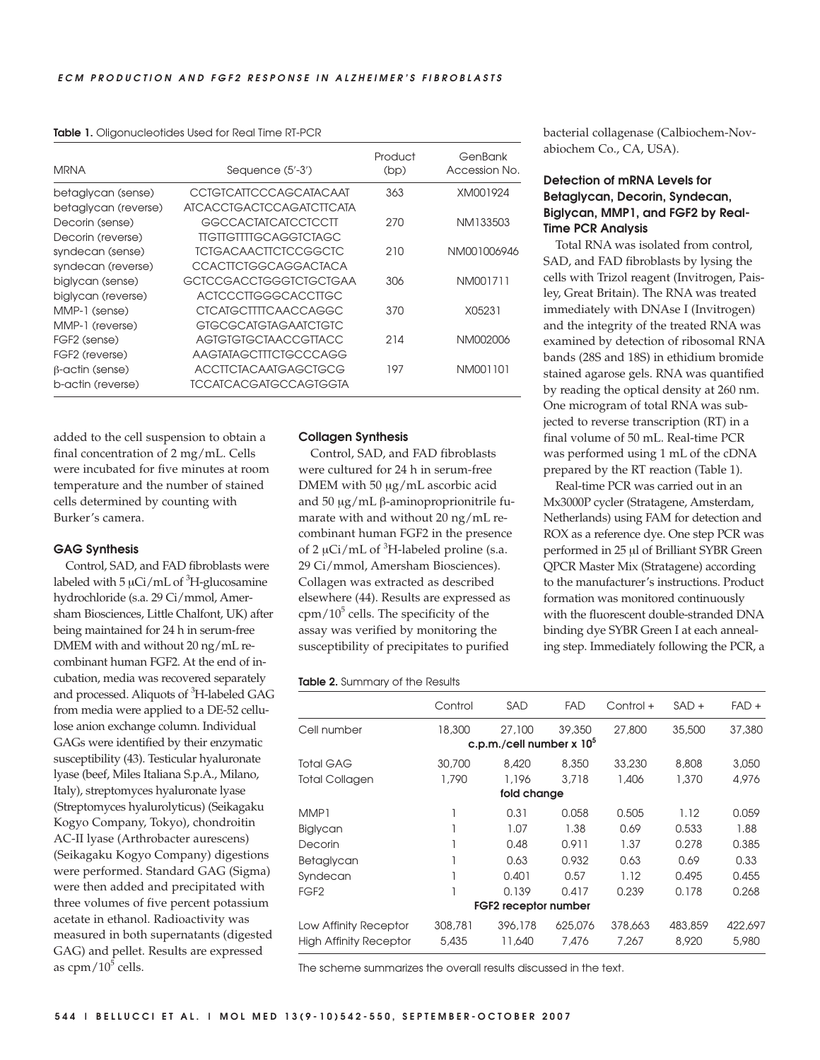**Table 1.** Oligonucleotides Used for Real Time RT-PCR

| MRNA | Sequence (5′-3′) | Product (bp) | GenBank Accession No. |
|---|---|---|---|
| betaglycan (sense) | CCTGTCATTCCCAGCATACAAT | 363 | XM001924 |
| betaglycan (reverse) | ATCACCTGACTCCAGATCTTCATA | | |
| Decorin (sense) | GGCCACTATCATCCTCCTT | 270 | NM133503 |
| Decorin (reverse) | TTGTTGTTTTGCAGGTCTAGC | | |
| syndecan (sense) | TCTGACAACTTCTCCGGCTC | 210 | NM001006946 |
| syndecan (reverse) | CCACTTCTGGCAGGACTACA | | |
| biglycan (sense) | GCTCCGACCTGGGTCTGCTGAA | 306 | NM001711 |
| biglycan (reverse) | ACTCCCTTGGGCACCTTGC | | |
| MMP-1 (sense) | CTCATGCTTTTCAACCAGGC | 370 | X05231 |
| MMP-1 (reverse) | GTGCGCATGTAGAATCTGTC | | |
| FGF2 (sense) | AGTGTGTGCTAACCGTTACC | 214 | NM002006 |
| FGF2 (reverse) | AAGTATAGCTTTCTGCCCAGG | | |
| β-actin (sense) | ACCTTCTACAATGAGCTGCG | 197 | NM001101 |
| b-actin (reverse) | TCCATCACGATGCCAGTGGTA | | |

added to the cell suspension to obtain a final concentration of 2 mg/mL. Cells were incubated for five minutes at room temperature and the number of stained cells determined by counting with Burker's camera.

### GAG Synthesis

Control, SAD, and FAD fibroblasts were labeled with 5 μCi/mL of $^3$H-glucosamine hydrochloride (s.a. 29 Ci/mmol, Amersham Biosciences, Little Chalfont, UK) after being maintained for 24 h in serum-free DMEM with and without 20 ng/mL recombinant human FGF2. At the end of incubation, media was recovered separately and processed. Aliquots of $^3$H-labeled GAG from media were applied to a DE-52 cellulose anion exchange column. Individual GAGs were identified by their enzymatic susceptibility (43). Testicular hyaluronate lyase (beef, Miles Italiana S.p.A., Milano, Italy), streptomyces hyaluronate lyase (Streptomyces hyalurolyticus) (Seikagaku Kogyo Company, Tokyo), chondroitin AC-II lyase (Arthrobacter aurescens) (Seikagaku Kogyo Company) digestions were performed. Standard GAG (Sigma) were then added and precipitated with three volumes of five percent potassium acetate in ethanol. Radioactivity was measured in both supernatants (digested GAG) and pellet. Results are expressed as cpm/$10^5$ cells.

### Collagen Synthesis

Control, SAD, and FAD fibroblasts were cultured for 24 h in serum-free DMEM with 50 μg/mL ascorbic acid and 50 μg/mL β-aminoproprionitrile fumarate with and without 20 ng/mL recombinant human FGF2 in the presence of 2 μCi/mL of $^3$H-labeled proline (s.a. 29 Ci/mmol, Amersham Biosciences). Collagen was extracted as described elsewhere (44). Results are expressed as cpm/$10^5$ cells. The specificity of the assay was verified by monitoring the susceptibility of precipitates to purified bacterial collagenase (Calbiochem-Novabiochem Co., CA, USA).

**Table 2.** Summary of the Results

| | Control | SAD | FAD | Control + | SAD + | FAD + |
|---|---|---|---|---|---|---|
| Cell number | 18,300 | 27,100 | 39,350 | 27,800 | 35,500 | 37,380 |
| | | c.p.m./cell number x $10^5$ | | | | |
| Total GAG | 30,700 | 8,420 | 8,350 | 33,230 | 8,808 | 3,050 |
| Total Collagen | 1,790 | 1,196 | 3,718 | 1,406 | 1,370 | 4,976 |
| | | fold change | | | | |
| MMP1 | 1 | 0.31 | 0.058 | 0.505 | 1.12 | 0.059 |
| Biglycan | 1 | 1.07 | 1.38 | 0.69 | 0.533 | 1.88 |
| Decorin | 1 | 0.48 | 0.911 | 1.37 | 0.278 | 0.385 |
| Betaglycan | 1 | 0.63 | 0.932 | 0.63 | 0.69 | 0.33 |
| Syndecan | 1 | 0.401 | 0.57 | 1.12 | 0.495 | 0.455 |
| FGF2 | 1 | 0.139 | 0.417 | 0.239 | 0.178 | 0.268 |
| | | FGF2 receptor number | | | | |
| Low Affinity Receptor | 308,781 | 396,178 | 625,076 | 378,663 | 483,859 | 422,697 |
| High Affinity Receptor | 5,435 | 11,640 | 7,476 | 7,267 | 8,920 | 5,980 |

The scheme summarizes the overall results discussed in the text.

### Detection of mRNA Levels for Betaglycan, Decorin, Syndecan, Biglycan, MMP1, and FGF2 by Real-Time PCR Analysis

Total RNA was isolated from control, SAD, and FAD fibroblasts by lysing the cells with Trizol reagent (Invitrogen, Paisley, Great Britain). The RNA was treated immediately with DNAse I (Invitrogen) and the integrity of the treated RNA was examined by detection of ribosomal RNA bands (28S and 18S) in ethidium bromide stained agarose gels. RNA was quantified by reading the optical density at 260 nm. One microgram of total RNA was subjected to reverse transcription (RT) in a final volume of 50 mL. Real-time PCR was performed using 1 mL of the cDNA prepared by the RT reaction (Table 1).

Real-time PCR was carried out in an Mx3000P cycler (Stratagene, Amsterdam, Netherlands) using FAM for detection and ROX as a reference dye. One step PCR was performed in 25 μl of Brilliant SYBR Green QPCR Master Mix (Stratagene) according to the manufacturer's instructions. Product formation was monitored continuously with the fluorescent double-stranded DNA binding dye SYBR Green I at each annealing step. Immediately following the PCR, a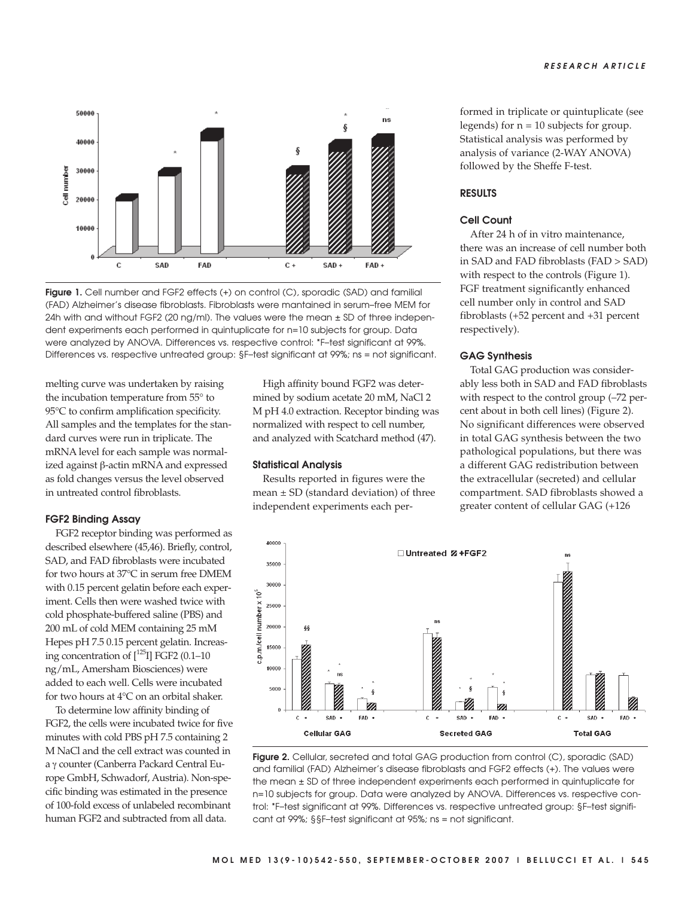Figure 1. Cell number and FGF2 effects (+) on control (C), sporadic (SAD) and familial (FAD) Alzheimer's disease fibroblasts. Fibroblasts were mantained in serum–free MEM for 24h with and without FGF2 (20 ng/ml). The values were the mean ± SD of three independent experiments each performed in quintuplicate for n=10 subjects for group. Data were analyzed by ANOVA. Differences vs. respective control: *F–test significant at 99%. Differences vs. respective untreated group: §F–test significant at 99%; ns = not significant.

melting curve was undertaken by raising the incubation temperature from 55° to 95°C to confirm amplification specificity. All samples and the templates for the standard curves were run in triplicate. The mRNA level for each sample was normalized against β-actin mRNA and expressed as fold changes versus the level observed in untreated control fibroblasts.

### FGF2 Binding Assay

FGF2 receptor binding was performed as described elsewhere (45,46). Briefly, control, SAD, and FAD fibroblasts were incubated for two hours at 37°C in serum free DMEM with 0.15 percent gelatin before each experiment. Cells then were washed twice with cold phosphate-buffered saline (PBS) and 200 mL of cold MEM containing 25 mM Hepes pH 7.5 0.15 percent gelatin. Increasing concentration of [$^{125}$I] FGF2 (0.1–10 ng/mL, Amersham Biosciences) were added to each well. Cells were incubated for two hours at 4°C on an orbital shaker.

To determine low affinity binding of FGF2, the cells were incubated twice for five minutes with cold PBS pH 7.5 containing 2 M NaCl and the cell extract was counted in a γ counter (Canberra Packard Central Europe GmbH, Schwadorf, Austria). Non-specific binding was estimated in the presence of 100-fold excess of unlabeled recombinant human FGF2 and subtracted from all data.

High affinity bound FGF2 was determined by sodium acetate 20 mM, NaCl 2 M pH 4.0 extraction. Receptor binding was normalized with respect to cell number, and analyzed with Scatchard method (47).

### Statistical Analysis

Results reported in figures were the mean ± SD (standard deviation) of three independent experiments each performed in triplicate or quintuplicate (see legends) for n = 10 subjects for group. Statistical analysis was performed by analysis of variance (2-WAY ANOVA) followed by the Sheffe F-test.

## RESULTS

### Cell Count

After 24 h of in vitro maintenance, there was an increase of cell number both in SAD and FAD fibroblasts (FAD > SAD) with respect to the controls (Figure 1). FGF treatment significantly enhanced cell number only in control and SAD fibroblasts (+52 percent and +31 percent respectively).

### GAG Synthesis

Total GAG production was considerably less both in SAD and FAD fibroblasts with respect to the control group (–72 percent about in both cell lines) (Figure 2). No significant differences were observed in total GAG synthesis between the two pathological populations, but there was a different GAG redistribution between the extracellular (secreted) and cellular compartment. SAD fibroblasts showed a greater content of cellular GAG (+126

Figure 2. Cellular, secreted and total GAG production from control (C), sporadic (SAD) and familial (FAD) Alzheimer's disease fibroblasts and FGF2 effects (+). The values were the mean ± SD of three independent experiments each performed in quintuplicate for n=10 subjects for group. Data were analyzed by ANOVA. Differences vs. respective control: *F–test significant at 99%. Differences vs. respective untreated group: §F–test significant at 99%; §§F–test significant at 95%; ns = not significant.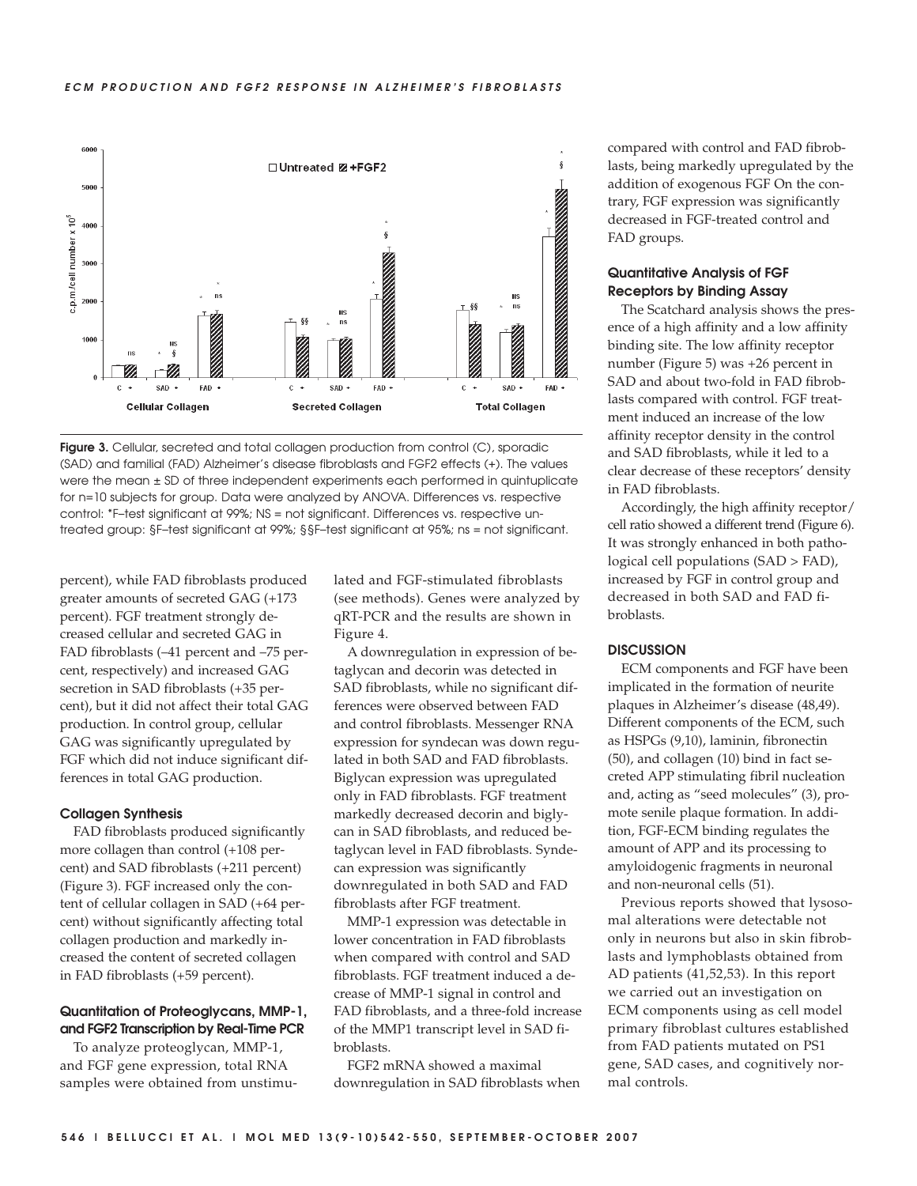**Figure 3.** Cellular, secreted and total collagen production from control (C), sporadic (SAD) and familial (FAD) Alzheimer's disease fibroblasts and FGF2 effects (+). The values were the mean ± SD of three independent experiments each performed in quintuplicate for n=10 subjects for group. Data were analyzed by ANOVA. Differences vs. respective control: *F–test significant at 99%; NS = not significant. Differences vs. respective untreated group: §F–test significant at 99%; §§F–test significant at 95%; ns = not significant.

percent), while FAD fibroblasts produced greater amounts of secreted GAG (+173 percent). FGF treatment strongly decreased cellular and secreted GAG in FAD fibroblasts (–41 percent and –75 percent, respectively) and increased GAG secretion in SAD fibroblasts (+35 percent), but it did not affect their total GAG production. In control group, cellular GAG was significantly upregulated by FGF which did not induce significant differences in total GAG production.

### Collagen Synthesis

FAD fibroblasts produced significantly more collagen than control (+108 percent) and SAD fibroblasts (+211 percent) (Figure 3). FGF increased only the content of cellular collagen in SAD (+64 percent) without significantly affecting total collagen production and markedly increased the content of secreted collagen in FAD fibroblasts (+59 percent).

### Quantitation of Proteoglycans, MMP-1, and FGF2 Transcription by Real-Time PCR

To analyze proteoglycan, MMP-1, and FGF gene expression, total RNA samples were obtained from unstimulated and FGF-stimulated fibroblasts (see methods). Genes were analyzed by qRT-PCR and the results are shown in Figure 4.

A downregulation in expression of betaglycan and decorin was detected in SAD fibroblasts, while no significant differences were observed between FAD and control fibroblasts. Messenger RNA expression for syndecan was down regulated in both SAD and FAD fibroblasts. Biglycan expression was upregulated only in FAD fibroblasts. FGF treatment markedly decreased decorin and biglycan in SAD fibroblasts, and reduced betaglycan level in FAD fibroblasts. Syndecan expression was significantly downregulated in both SAD and FAD fibroblasts after FGF treatment.

MMP-1 expression was detectable in lower concentration in FAD fibroblasts when compared with control and SAD fibroblasts. FGF treatment induced a decrease of MMP-1 signal in control and FAD fibroblasts, and a three-fold increase of the MMP1 transcript level in SAD fibroblasts.

FGF2 mRNA showed a maximal downregulation in SAD fibroblasts when compared with control and FAD fibroblasts, being markedly upregulated by the addition of exogenous FGF On the contrary, FGF expression was significantly decreased in FGF-treated control and FAD groups.

### Quantitative Analysis of FGF Receptors by Binding Assay

The Scatchard analysis shows the presence of a high affinity and a low affinity binding site. The low affinity receptor number (Figure 5) was +26 percent in SAD and about two-fold in FAD fibroblasts compared with control. FGF treatment induced an increase of the low affinity receptor density in the control and SAD fibroblasts, while it led to a clear decrease of these receptors' density in FAD fibroblasts.

Accordingly, the high affinity receptor/cell ratio showed a different trend (Figure 6). It was strongly enhanced in both pathological cell populations (SAD > FAD), increased by FGF in control group and decreased in both SAD and FAD fibroblasts.

## DISCUSSION

ECM components and FGF have been implicated in the formation of neurite plaques in Alzheimer's disease (48,49). Different components of the ECM, such as HSPGs (9,10), laminin, fibronectin (50), and collagen (10) bind in fact secreted APP stimulating fibril nucleation and, acting as "seed molecules" (3), promote senile plaque formation. In addition, FGF-ECM binding regulates the amount of APP and its processing to amyloidogenic fragments in neuronal and non-neuronal cells (51).

Previous reports showed that lysosomal alterations were detectable not only in neurons but also in skin fibroblasts and lymphoblasts obtained from AD patients (41,52,53). In this report we carried out an investigation on ECM components using as cell model primary fibroblast cultures established from FAD patients mutated on PS1 gene, SAD cases, and cognitively normal controls.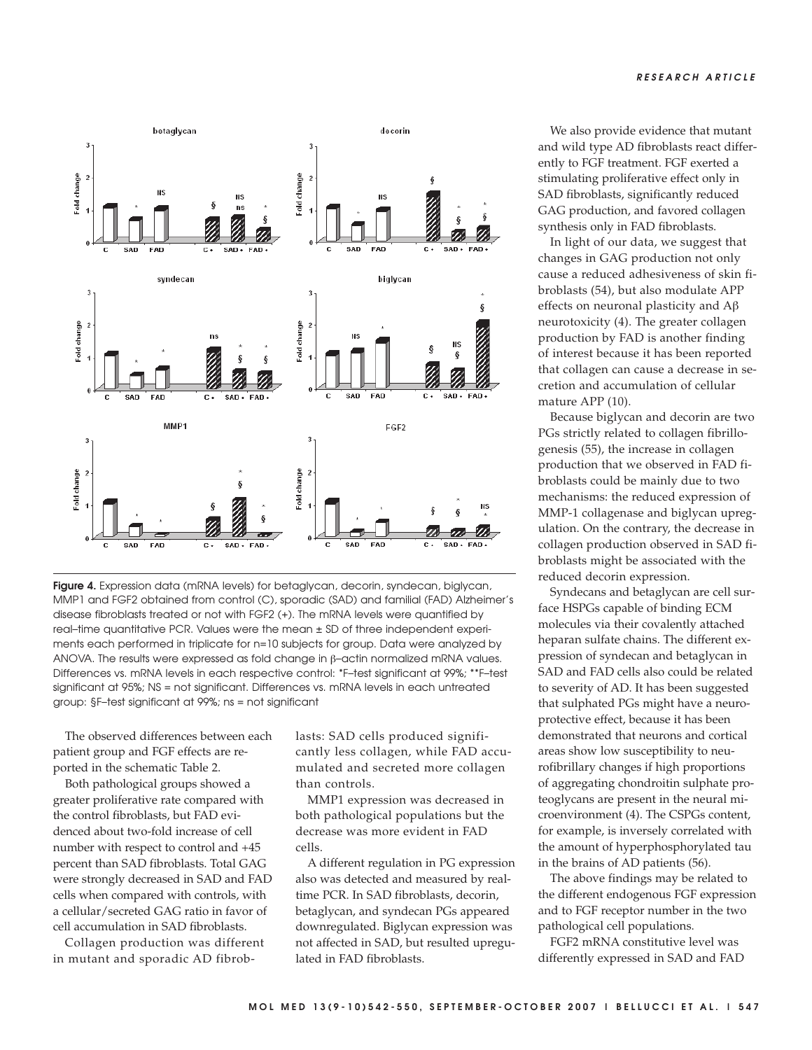**Figure 4.** Expression data (mRNA levels) for betaglycan, decorin, syndecan, biglycan, MMP1 and FGF2 obtained from control (C), sporadic (SAD) and familial (FAD) Alzheimer's disease fibroblasts treated or not with FGF2 (+). The mRNA levels were quantified by real–time quantitative PCR. Values were the mean ± SD of three independent experiments each performed in triplicate for n=10 subjects for group. Data were analyzed by ANOVA. The results were expressed as fold change in β–actin normalized mRNA values. Differences vs. mRNA levels in each respective control: *F–test significant at 99%; **F–test significant at 95%; NS = not significant. Differences vs. mRNA levels in each untreated group: §F–test significant at 99%; ns = not significant

The observed differences between each patient group and FGF effects are reported in the schematic Table 2.

Both pathological groups showed a greater proliferative rate compared with the control fibroblasts, but FAD evidenced about two-fold increase of cell number with respect to control and +45 percent than SAD fibroblasts. Total GAG were strongly decreased in SAD and FAD cells when compared with controls, with a cellular/secreted GAG ratio in favor of cell accumulation in SAD fibroblasts.

Collagen production was different in mutant and sporadic AD fibroblasts: SAD cells produced significantly less collagen, while FAD accumulated and secreted more collagen than controls.

MMP1 expression was decreased in both pathological populations but the decrease was more evident in FAD cells.

A different regulation in PG expression also was detected and measured by real-time PCR. In SAD fibroblasts, decorin, betaglycan, and syndecan PGs appeared downregulated. Biglycan expression was not affected in SAD, but resulted upregulated in FAD fibroblasts.

We also provide evidence that mutant and wild type AD fibroblasts react differently to FGF treatment. FGF exerted a stimulating proliferative effect only in SAD fibroblasts, significantly reduced GAG production, and favored collagen synthesis only in FAD fibroblasts.

In light of our data, we suggest that changes in GAG production not only cause a reduced adhesiveness of skin fibroblasts (54), but also modulate APP effects on neuronal plasticity and Aβ neurotoxicity (4). The greater collagen production by FAD is another finding of interest because it has been reported that collagen can cause a decrease in secretion and accumulation of cellular mature APP (10).

Because biglycan and decorin are two PGs strictly related to collagen fibrillogenesis (55), the increase in collagen production that we observed in FAD fibroblasts could be mainly due to two mechanisms: the reduced expression of MMP-1 collagenase and biglycan upregulation. On the contrary, the decrease in collagen production observed in SAD fibroblasts might be associated with the reduced decorin expression.

Syndecans and betaglycan are cell surface HSPGs capable of binding ECM molecules via their covalently attached heparan sulfate chains. The different expression of syndecan and betaglycan in SAD and FAD cells also could be related to severity of AD. It has been suggested that sulphated PGs might have a neuroprotective effect, because it has been demonstrated that neurons and cortical areas show low susceptibility to neurofibrillary changes if high proportions of aggregating chondroitin sulphate proteoglycans are present in the neural microenvironment (4). The CSPGs content, for example, is inversely correlated with the amount of hyperphosphorylated tau in the brains of AD patients (56).

The above findings may be related to the different endogenous FGF expression and to FGF receptor number in the two pathological cell populations.

FGF2 mRNA constitutive level was differently expressed in SAD and FAD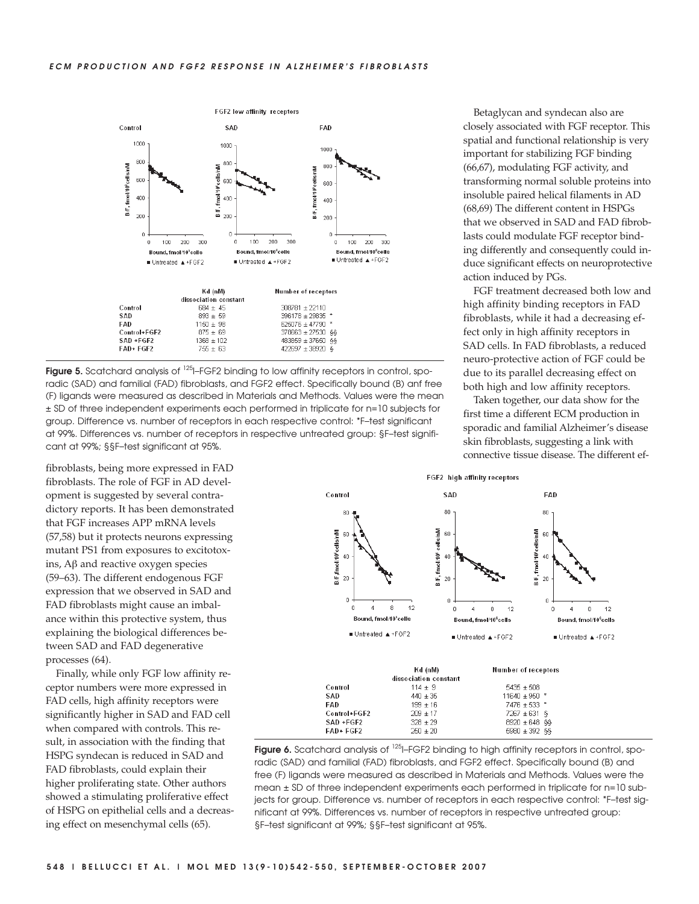FGF2 low affinity receptors

| | Kd (nM) dissociation constant | Number of receptors |
|---|---|---|
| Control | 684 ± 45 | 308781 ± 22110 |
| SAD | 893 ± 58 | 396178 ± 29835 * |
| FAD | 1150 ± 98 | 625075 ± 47790 * |
| Control+FGF2 | 875 ± 69 | 378663 ± 27530 §§ |
| SAD +FGF2 | 1368 ± 102 | 483858 ± 37650 §§ |
| FAD+ FGF2 | 755 ± 63 | 422697 ± 38920 § |

**Figure 5.** Scatchard analysis of $^{125}$I–FGF2 binding to low affinity receptors in control, sporadic (SAD) and familial (FAD) fibroblasts, and FGF2 effect. Specifically bound (B) anf free (F) ligands were measured as described in Materials and Methods. Values were the mean ± SD of three independent experiments each performed in triplicate for n=10 subjects for group. Difference vs. number of receptors in each respective control: *F–test significant at 99%. Differences vs. number of receptors in respective untreated group: §F–test significant at 99%; §§F–test significant at 95%.

fibroblasts, being more expressed in FAD fibroblast. The role of FGF in AD development is suggested by several contradictory reports. It has been demonstrated that FGF increases APP mRNA levels (57,58) but it protects neurons expressing mutant PS1 from exposures to excitotoxins, Aβ and reactive oxygen species (59–63). The different endogenous FGF expression that we observed in SAD and FAD fibroblasts might cause an imbalance within this protective system, thus explaining the biological differences between SAD and FAD degenerative processes (64).

Finally, while only FGF low affinity receptor numbers were more expressed in FAD cells, high affinity receptors were significantly higher in SAD and FAD cell when compared with controls. This result, in association with the finding that HSPG syndecan is reduced in SAD and FAD fibroblasts, could explain their higher proliferating state. Other authors showed a stimulating proliferative effect of HSPG on epithelial cells and a decreasing effect on mesenchymal cells (65).

Betaglycan and syndecan also are closely associated with FGF receptor. This spatial and functional relationship is very important for stabilizing FGF binding (66,67), modulating FGF activity, and transforming normal soluble proteins into insoluble paired helical filaments in AD (68,69) The different content in HSPGs that we observed in SAD and FAD fibroblasts could modulate FGF receptor binding differently and consequently could induce significant effects on neuroprotective action induced by PGs.

FGF treatment decreased both low and high affinity binding receptors in FAD fibroblasts, while it had a decreasing effect only in high affinity receptors in SAD cells. In FAD fibroblasts, a reduced neuro-protective action of FGF could be due to its parallel decreasing effect on both high and low affinity receptors.

Taken together, our data show for the first time a different ECM production in sporadic and familial Alzheimer's disease skin fibroblasts, suggesting a link with connective tissue disease. The different ef-

FGF2 high affinity receptors

| | Kd (nM) dissociation constant | Number of receptors |
|---|---|---|
| Control | 114 ± 9 | 5435 ± 508 |
| SAD | 440 ± 35 | 11640 ± 950 * |
| FAD | 199 ± 16 | 7476 ± 533 * |
| Control+FGF2 | 209 ± 17 | 7267 ± 631 § |
| SAD +FGF2 | 328 ± 29 | 6920 ± 648 §§ |
| FAD+ FGF2 | 250 ± 20 | 5980 ± 392 §§ |

**Figure 6.** Scatchard analysis of $^{125}$I–FGF2 binding to high affinity receptors in control, sporadic (SAD) and familial (FAD) fibroblasts, and FGF2 effect. Specifically bound (B) and free (F) ligands were measured as described in Materials and Methods. Values were the mean ± SD of three independent experiments each performed in triplicate for n=10 subjects for group. Difference vs. number of receptors in each respective control: *F–test significant at 99%. Differences vs. number of receptors in respective untreated group: §F–test significant at 99%; §§F–test significant at 95%.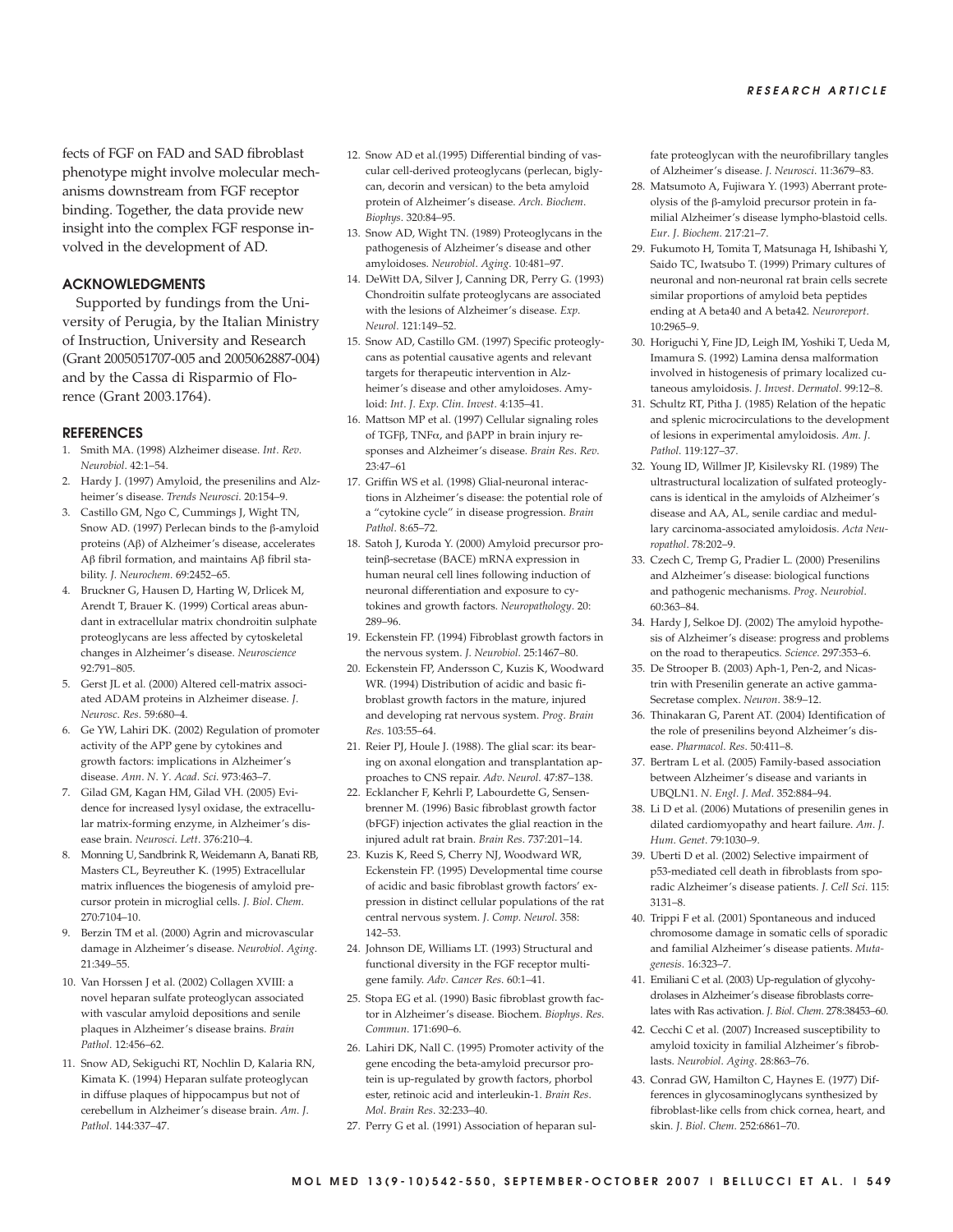fects of FGF on FAD and SAD fibroblast phenotype might involve molecular mechanisms downstream from FGF receptor binding. Together, the data provide new insight into the complex FGF response involved in the development of AD.

## ACKNOWLEDGMENTS

Supported by fundings from the University of Perugia, by the Italian Ministry of Instruction, University and Research (Grant 2005051707-005 and 2005062887-004) and by the Cassa di Risparmio of Florence (Grant 2003.1764).

## REFERENCES

1. Smith MA. (1998) Alzheimer disease. *Int. Rev. Neurobiol*. 42:1–54.
2. Hardy J. (1997) Amyloid, the presenilins and Alzheimer's disease. *Trends Neurosci.* 20:154–9.
3. Castillo GM, Ngo C, Cummings J, Wight TN, Snow AD. (1997) Perlecan binds to the β-amyloid proteins (Aβ) of Alzheimer's disease, accelerates Aβ fibril formation, and maintains Aβ fibril stability. *J. Neurochem.* 69:2452–65.
4. Bruckner G, Hausen D, Harting W, Drlicek M, Arendt T, Brauer K. (1999) Cortical areas abundant in extracellular matrix chondroitin sulphate proteoglycans are less affected by cytoskeletal changes in Alzheimer's disease. *Neuroscience* 92:791–805.
5. Gerst JL et al. (2000) Altered cell-matrix associated ADAM proteins in Alzheimer disease. *J. Neurosc. Res*. 59:680–4.
6. Ge YW, Lahiri DK. (2002) Regulation of promoter activity of the APP gene by cytokines and growth factors: implications in Alzheimer's disease. *Ann. N. Y. Acad. Sci.* 973:463–7.
7. Gilad GM, Kagan HM, Gilad VH. (2005) Evidence for increased lysyl oxidase, the extracellular matrix-forming enzyme, in Alzheimer's disease brain. *Neurosci. Lett*. 376:210–4.
8. Monning U, Sandbrink R, Weidemann A, Banati RB, Masters CL, Beyreuther K. (1995) Extracellular matrix influences the biogenesis of amyloid precursor protein in microglial cells. *J. Biol. Chem.* 270:7104–10.
9. Berzin TM et al. (2000) Agrin and microvascular damage in Alzheimer's disease. *Neurobiol. Aging*. 21:349–55.
10. Van Horssen J et al. (2002) Collagen XVIII: a novel heparan sulfate proteoglycan associated with vascular amyloid depositions and senile plaques in Alzheimer's disease brains. *Brain Pathol.* 12:456–62.
11. Snow AD, Sekiguchi RT, Nochlin D, Kalaria RN, Kimata K. (1994) Heparan sulfate proteoglycan in diffuse plaques of hippocampus but not of cerebellum in Alzheimer's disease brain. *Am. J. Pathol*. 144:337–47.
12. Snow AD et al.(1995) Differential binding of vascular cell-derived proteoglycans (perlecan, biglycan, decorin and versican) to the beta amyloid protein of Alzheimer's disease. *Arch. Biochem. Biophys.* 320:84–95.
13. Snow AD, Wight TN. (1989) Proteoglycans in the pathogenesis of Alzheimer's disease and other amyloidoses. *Neurobiol. Aging*. 10:481–97.
14. DeWitt DA, Silver J, Canning DR, Perry G. (1993) Chondroitin sulfate proteoglycans are associated with the lesions of Alzheimer's disease. *Exp. Neurol.* 121:149–52.
15. Snow AD, Castillo GM. (1997) Specific proteoglycans as potential causative agents and relevant targets for therapeutic intervention in Alzheimer's disease and other amyloidoses. Amyloid: *Int. J. Exp. Clin. Invest*. 4:135–41.
16. Mattson MP et al. (1997) Cellular signaling roles of TGFβ, TNFα, and βAPP in brain injury responses and Alzheimer's disease. *Brain Res. Rev.* 23:47–61
17. Griffin WS et al. (1998) Glial-neuronal interactions in Alzheimer's disease: the potential role of a "cytokine cycle" in disease progression. *Brain Pathol.* 8:65–72.
18. Satoh J, Kuroda Y. (2000) Amyloid precursor proteinβ-secretase (BACE) mRNA expression in human neural cell lines following induction of neuronal differentiation and exposure to cytokines and growth factors. *Neuropathology*. 20: 289–96.
19. Eckenstein FP. (1994) Fibroblast growth factors in the nervous system. *J. Neurobiol.* 25:1467–80.
20. Eckenstein FP, Andersson C, Kuzis K, Woodward WR. (1994) Distribution of acidic and basic fibroblast growth factors in the mature, injured and developing rat nervous system. *Prog. Brain Res*. 103:55–64.
21. Reier PJ, Houle J. (1988). The glial scar: its bearing on axonal elongation and transplantation approaches to CNS repair. *Adv. Neurol.* 47:87–138.
22. Ecklancher F, Kehrli P, Labourdette G, Sensenbrenner M. (1996) Basic fibroblast growth factor (bFGF) injection activates the glial reaction in the injured adult rat brain. *Brain Res*. 737:201–14.
23. Kuzis K, Reed S, Cherry NJ, Woodward WR, Eckenstein FP. (1995) Developmental time course of acidic and basic fibroblast growth factors' expression in distinct cellular populations of the rat central nervous system. *J. Comp. Neurol*. 358: 142–53.
24. Johnson DE, Williams LT. (1993) Structural and functional diversity in the FGF receptor multigene family. *Adv. Cancer Res*. 60:1–41.
25. Stopa EG et al. (1990) Basic fibroblast growth factor in Alzheimer's disease. Biochem. *Biophys. Res. Commun.* 171:690–6.
26. Lahiri DK, Nall C. (1995) Promoter activity of the gene encoding the beta-amyloid precursor protein is up-regulated by growth factors, phorbol ester, retinoic acid and interleukin-1. *Brain Res. Mol. Brain Res.* 32:233–40.
27. Perry G et al. (1991) Association of heparan sulfate proteoglycan with the neurofibrillary tangles of Alzheimer's disease. *J. Neurosci*. 11:3679–83.
28. Matsumoto A, Fujiwara Y. (1993) Aberrant proteolysis of the β-amyloid precursor protein in familial Alzheimer's disease lympho-blastoid cells. *Eur. J. Biochem.* 217:21–7.
29. Fukumoto H, Tomita T, Matsunaga H, Ishibashi Y, Saido TC, Iwatsubo T. (1999) Primary cultures of neuronal and non-neuronal rat brain cells secrete similar proportions of amyloid beta peptides ending at A beta40 and A beta42. *Neuroreport*. 10:2965–9.
30. Horiguchi Y, Fine JD, Leigh IM, Yoshiki T, Ueda M, Imamura S. (1992) Lamina densa malformation involved in histogenesis of primary localized cutaneous amyloidosis. *J. Invest. Dermatol*. 99:12–8.
31. Schultz RT, Pitha J. (1985) Relation of the hepatic and splenic microcirculations to the development of lesions in experimental amyloidosis. *Am. J. Pathol.* 119:127–37.
32. Young ID, Willmer JP, Kisilevsky RI. (1989) The ultrastructural localization of sulfated proteoglycans is identical in the amyloids of Alzheimer's disease and AA, AL, senile cardiac and medullary carcinoma-associated amyloidosis. *Acta Neuropathol*. 78:202–9.
33. Czech C, Tremp G, Pradier L. (2000) Presenilins and Alzheimer's disease: biological functions and pathogenic mechanisms. *Prog. Neurobiol*. 60:363–84.
34. Hardy J, Selkoe DJ. (2002) The amyloid hypothesis of Alzheimer's disease: progress and problems on the road to therapeutics. *Science*. 297:353–6.
35. De Strooper B. (2003) Aph-1, Pen-2, and Nicastrin with Presenilin generate an active gamma-Secretase complex. *Neuron*. 38:9–12.
36. Thinakaran G, Parent AT. (2004) Identification of the role of presenilins beyond Alzheimer's disease. *Pharmacol. Res.* 50:411–8.
37. Bertram L et al. (2005) Family-based association between Alzheimer's disease and variants in UBQLN1. *N. Engl. J. Med*. 352:884–94.
38. Li D et al. (2006) Mutations of presenilin genes in dilated cardiomyopathy and heart failure. *Am. J. Hum. Genet*. 79:1030–9.
39. Uberti D et al. (2002) Selective impairment of p53-mediated cell death in fibroblasts from sporadic Alzheimer's disease patients. *J. Cell Sci*. 115: 3131–8.
40. Trippi F et al. (2001) Spontaneous and induced chromosome damage in somatic cells of sporadic and familial Alzheimer's disease patients. *Mutagenesis*. 16:323–7.
41. Emiliani C et al. (2003) Up-regulation of glycohydrolases in Alzheimer's disease fibroblasts correlates with Ras activation. *J. Biol. Chem.* 278:38453–60.
42. Cecchi C et al. (2007) Increased susceptibility to amyloid toxicity in familial Alzheimer's fibroblasts. *Neurobiol. Aging*. 28:863–76.
43. Conrad GW, Hamilton C, Haynes E. (1977) Differences in glycosaminoglycans synthesized by fibroblast-like cells from chick cornea, heart, and skin. *J. Biol. Chem.* 252:6861–70.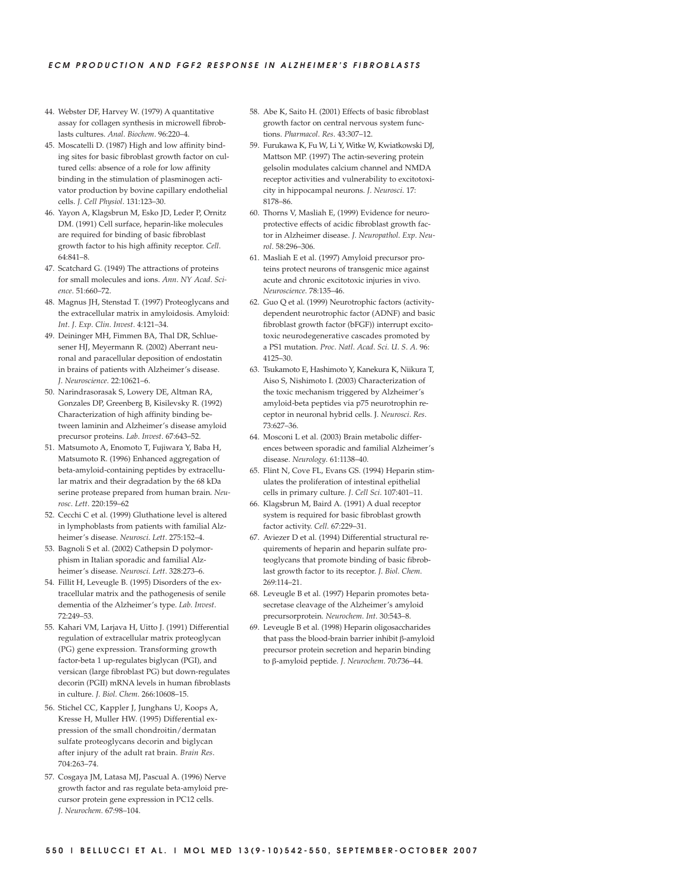44. Webster DF, Harvey W. (1979) A quantitative assay for collagen synthesis in microwell fibroblasts cultures. *Anal. Biochem.* 96:220–4.
45. Moscatelli D. (1987) High and low affinity binding sites for basic fibroblast growth factor on cultured cells: absence of a role for low affinity binding in the stimulation of plasminogen activator production by bovine capillary endothelial cells. *J. Cell Physiol.* 131:123–30.
46. Yayon A, Klagsbrun M, Esko JD, Leder P, Ornitz DM. (1991) Cell surface, heparin-like molecules are required for binding of basic fibroblast growth factor to his high affinity receptor. *Cell.* 64:841–8.
47. Scatchard G. (1949) The attractions of proteins for small molecules and ions. *Ann. NY Acad. Science.* 51:660–72.
48. Magnus JH, Stenstad T. (1997) Proteoglycans and the extracellular matrix in amyloidosis. Amyloid: *Int. J. Exp. Clin. Invest.* 4:121–34.
49. Deininger MH, Fimmen BA, Thal DR, Schluesener HJ, Meyermann R. (2002) Aberrant neuronal and paracellular deposition of endostatin in brains of patients with Alzheimer's disease. *J. Neuroscience.* 22:10621–6.
50. Narindrasorasak S, Lowery DE, Altman RA, Gonzales DP, Greenberg B, Kisilevsky R. (1992) Characterization of high affinity binding between laminin and Alzheimer's disease amyloid precursor proteins. *Lab. Invest.* 67:643–52.
51. Matsumoto A, Enomoto T, Fujiwara Y, Baba H, Matsumoto R. (1996) Enhanced aggregation of beta-amyloid-containing peptides by extracellular matrix and their degradation by the 68 kDa serine protease prepared from human brain. *Neurosc. Lett.* 220:159–62
52. Cecchi C et al. (1999) Gluthatione level is altered in lymphoblasts from patients with familial Alzheimer's disease. *Neurosci. Lett.* 275:152–4.
53. Bagnoli S et al. (2002) Cathepsin D polymorphism in Italian sporadic and familial Alzheimer's disease. *Neurosci. Lett.* 328:273–6.
54. Fillit H, Leveugle B. (1995) Disorders of the extracellular matrix and the pathogenesis of senile dementia of the Alzheimer's type. *Lab. Invest.* 72:249–53.
55. Kahari VM, Larjava H, Uitto J. (1991) Differential regulation of extracellular matrix proteoglycan (PG) gene expression. Transforming growth factor-beta 1 up-regulates biglycan (PGI), and versican (large fibroblast PG) but down-regulates decorin (PGII) mRNA levels in human fibroblasts in culture. *J. Biol. Chem.* 266:10608–15.
56. Stichel CC, Kappler J, Junghans U, Koops A, Kresse H, Muller HW. (1995) Differential expression of the small chondroitin/dermatan sulfate proteoglycans decorin and biglycan after injury of the adult rat brain. *Brain Res.* 704:263–74.
57. Cosgaya JM, Latasa MJ, Pascual A. (1996) Nerve growth factor and ras regulate beta-amyloid precursor protein gene expression in PC12 cells. *J. Neurochem.* 67:98–104.
58. Abe K, Saito H. (2001) Effects of basic fibroblast growth factor on central nervous system functions. *Pharmacol. Res.* 43:307–12.
59. Furukawa K, Fu W, Li Y, Witke W, Kwiatkowski DJ, Mattson MP. (1997) The actin-severing protein gelsolin modulates calcium channel and NMDA receptor activities and vulnerability to excitotoxicity in hippocampal neurons. *J. Neurosci.* 17: 8178–86.
60. Thorns V, Masliah E, (1999) Evidence for neuroprotective effects of acidic fibroblast growth factor in Alzheimer disease. *J. Neuropathol. Exp. Neurol.* 58:296–306.
61. Masliah E et al. (1997) Amyloid precursor proteins protect neurons of transgenic mice against acute and chronic excitotoxic injuries in vivo. *Neuroscience.* 78:135–46.
62. Guo Q et al. (1999) Neurotrophic factors (activity-dependent neurotrophic factor (ADNF) and basic fibroblast growth factor (bFGF)) interrupt excitotoxic neurodegenerative cascades promoted by a PS1 mutation. *Proc. Natl. Acad. Sci. U. S. A.* 96: 4125–30.
63. Tsukamoto E, Hashimoto Y, Kanekura K, Niikura T, Aiso S, Nishimoto I. (2003) Characterization of the toxic mechanism triggered by Alzheimer's amyloid-beta peptides via p75 neurotrophin receptor in neuronal hybrid cells. J. *Neurosci. Res.* 73:627–36.
64. Mosconi L et al. (2003) Brain metabolic differences between sporadic and familial Alzheimer's disease. *Neurology.* 61:1138–40.
65. Flint N, Cove FL, Evans GS. (1994) Heparin stimulates the proliferation of intestinal epithelial cells in primary culture. *J. Cell Sci.* 107:401–11.
66. Klagsbrun M, Baird A. (1991) A dual receptor system is required for basic fibroblast growth factor activity. *Cell.* 67:229–31.
67. Aviezer D et al. (1994) Differential structural requirements of heparin and heparin sulfate proteoglycans that promote binding of basic fibroblast growth factor to its receptor. *J. Biol. Chem.* 269:114–21.
68. Leveugle B et al. (1997) Heparin promotes beta-secretase cleavage of the Alzheimer's amyloid precursorprotein. *Neurochem. Int.* 30:543–8.
69. Leveugle B et al. (1998) Heparin oligosaccharides that pass the blood-brain barrier inhibit β-amyloid precursor protein secretion and heparin binding to β-amyloid peptide. *J. Neurochem.* 70:736–44.